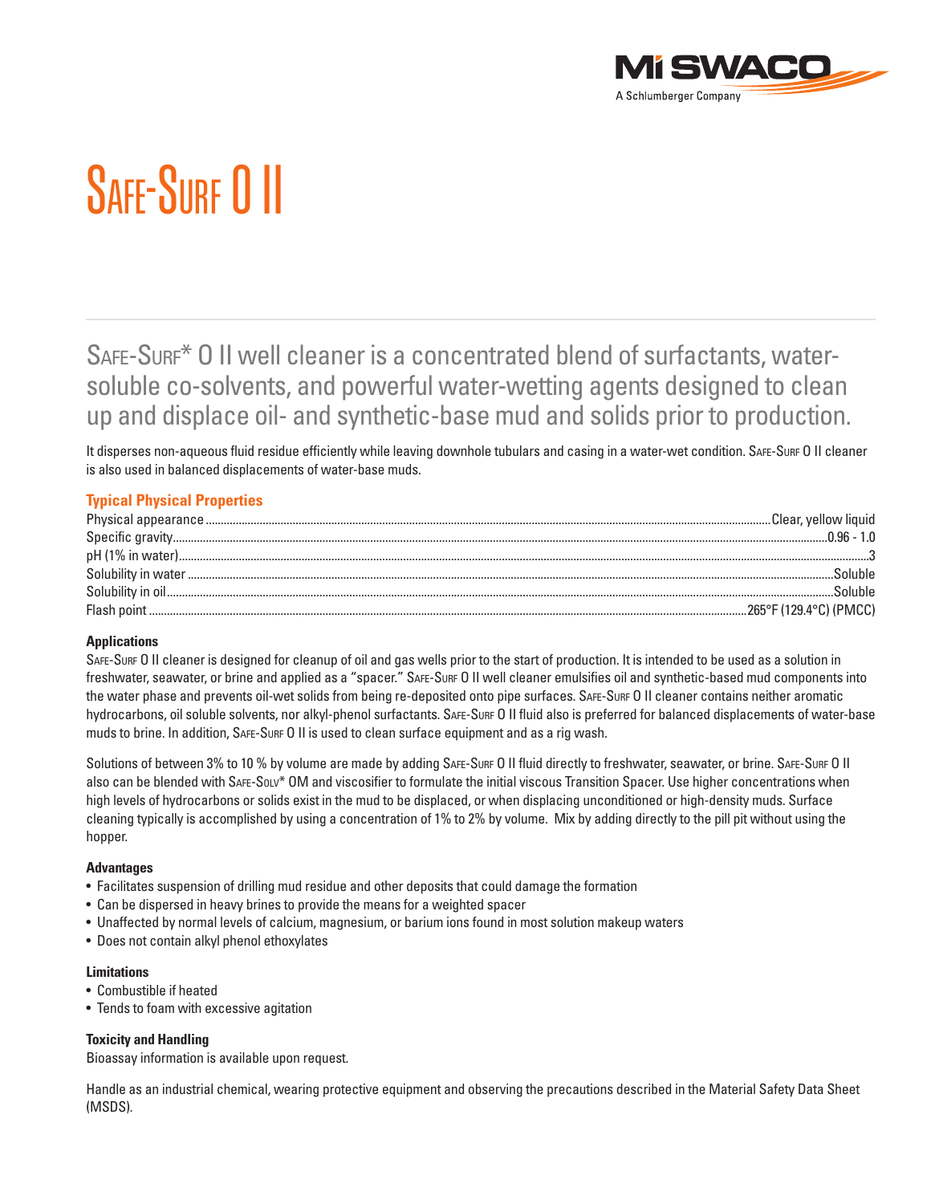# Safe-Surf O II

Safe-Surf* O II well cleaner is a concentrated blend of surfactants, water-soluble co-solvents, and powerful water-wetting agents designed to clean up and displace oil- and synthetic-base mud and solids prior to production.

It disperses non-aqueous fluid residue efficiently while leaving downhole tubulars and casing in a water-wet condition. Safe-Surf O II cleaner is also used in balanced displacements of water-base muds.

## Typical Physical Properties

| Property | Value |
|---|---|
| Physical appearance | Clear, yellow liquid |
| Specific gravity | 0.96 - 1.0 |
| pH (1% in water) | 3 |
| Solubility in water | Soluble |
| Solubility in oil | Soluble |
| Flash point | 265°F (129.4°C) (PMCC) |

### Applications

Safe-Surf O II cleaner is designed for cleanup of oil and gas wells prior to the start of production. It is intended to be used as a solution in freshwater, seawater, or brine and applied as a "spacer." Safe-Surf O II well cleaner emulsifies oil and synthetic-based mud components into the water phase and prevents oil-wet solids from being re-deposited onto pipe surfaces. Safe-Surf O II cleaner contains neither aromatic hydrocarbons, oil soluble solvents, nor alkyl-phenol surfactants. Safe-Surf O II fluid also is preferred for balanced displacements of water-base muds to brine. In addition, Safe-Surf O II is used to clean surface equipment and as a rig wash.

Solutions of between 3% to 10 % by volume are made by adding Safe-Surf O II fluid directly to freshwater, seawater, or brine. Safe-Surf O II also can be blended with Safe-Solv* OM and viscosifier to formulate the initial viscous Transition Spacer. Use higher concentrations when high levels of hydrocarbons or solids exist in the mud to be displaced, or when displacing unconditioned or high-density muds. Surface cleaning typically is accomplished by using a concentration of 1% to 2% by volume. Mix by adding directly to the pill pit without using the hopper.

### Advantages

- Facilitates suspension of drilling mud residue and other deposits that could damage the formation
- Can be dispersed in heavy brines to provide the means for a weighted spacer
- Unaffected by normal levels of calcium, magnesium, or barium ions found in most solution makeup waters
- Does not contain alkyl phenol ethoxylates

### Limitations

- Combustible if heated
- Tends to foam with excessive agitation

### Toxicity and Handling

Bioassay information is available upon request.

Handle as an industrial chemical, wearing protective equipment and observing the precautions described in the Material Safety Data Sheet (MSDS).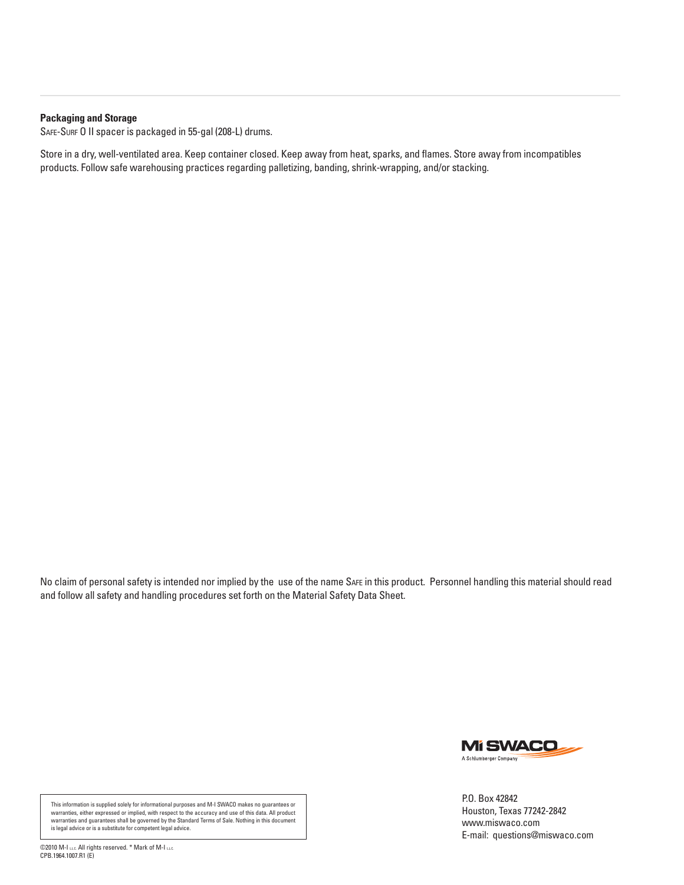**Packaging and Storage**

SAFE-SURF O II spacer is packaged in 55-gal (208-L) drums.

Store in a dry, well-ventilated area. Keep container closed. Keep away from heat, sparks, and flames. Store away from incompatibles products. Follow safe warehousing practices regarding palletizing, banding, shrink-wrapping, and/or stacking.

No claim of personal safety is intended nor implied by the use of the name SAFE in this product. Personnel handling this material should read and follow all safety and handling procedures set forth on the Material Safety Data Sheet.

MI SWACO
A Schlumberger Company

P.O. Box 42842
Houston, Texas 77242-2842
www.miswaco.com
E-mail: questions@miswaco.com

This information is supplied solely for informational purposes and M-I SWACO makes no guarantees or warranties, either expressed or implied, with respect to the accuracy and use of this data. All product warranties and guarantees shall be governed by the Standard Terms of Sale. Nothing in this document is legal advice or is a substitute for competent legal advice.

©2010 M-I L.L.C. All rights reserved. * Mark of M-I L.L.C.
CPB.1964.1007.R1 (E)